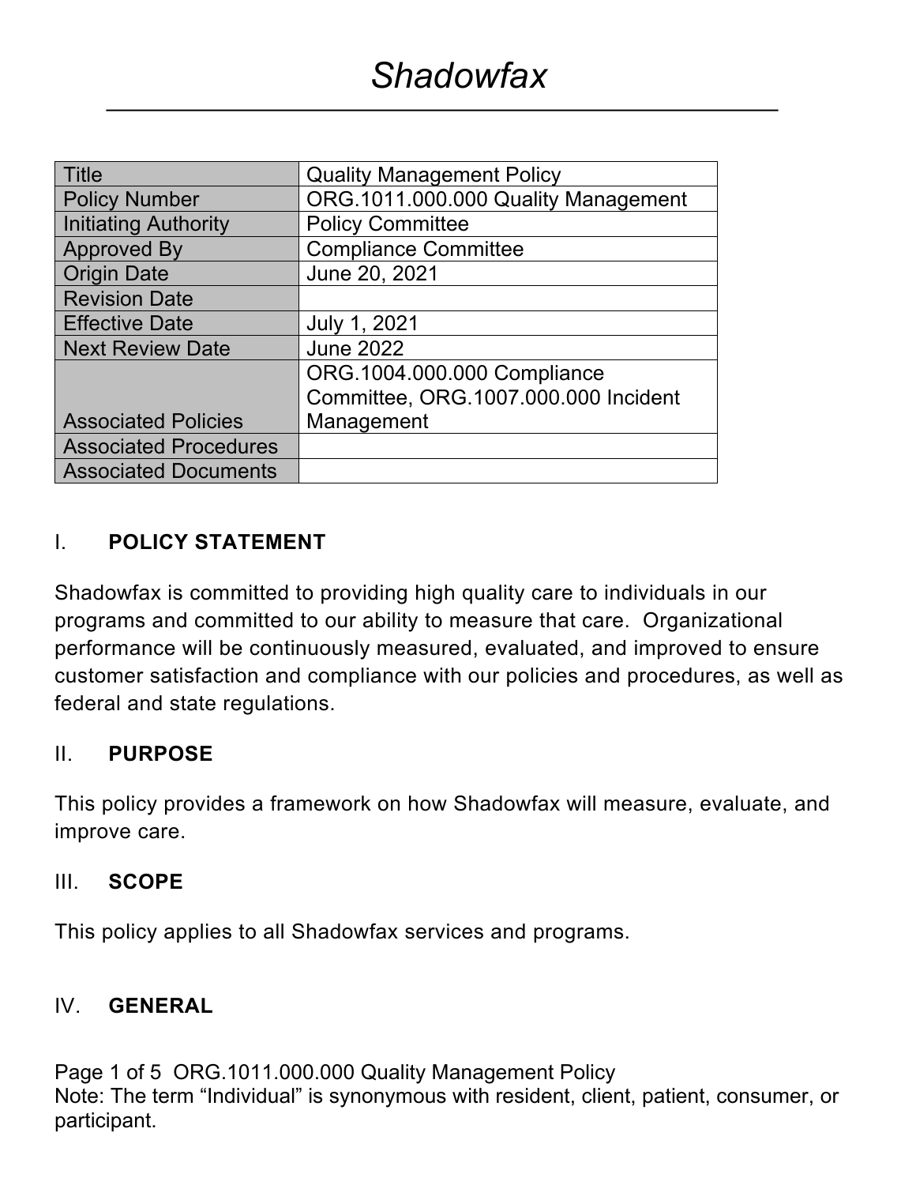# Shadowfax

| Title | Quality Management Policy |
| --- | --- |
| Policy Number | ORG.1011.000.000 Quality Management |
| Initiating Authority | Policy Committee |
| Approved By | Compliance Committee |
| Origin Date | June 20, 2021 |
| Revision Date | |
| Effective Date | July 1, 2021 |
| Next Review Date | June 2022 |
| Associated Policies | ORG.1004.000.000 Compliance Committee, ORG.1007.000.000 Incident Management |
| Associated Procedures | |
| Associated Documents | |

## I. POLICY STATEMENT

Shadowfax is committed to providing high quality care to individuals in our programs and committed to our ability to measure that care. Organizational performance will be continuously measured, evaluated, and improved to ensure customer satisfaction and compliance with our policies and procedures, as well as federal and state regulations.

## II. PURPOSE

This policy provides a framework on how Shadowfax will measure, evaluate, and improve care.

## III. SCOPE

This policy applies to all Shadowfax services and programs.

## IV. GENERAL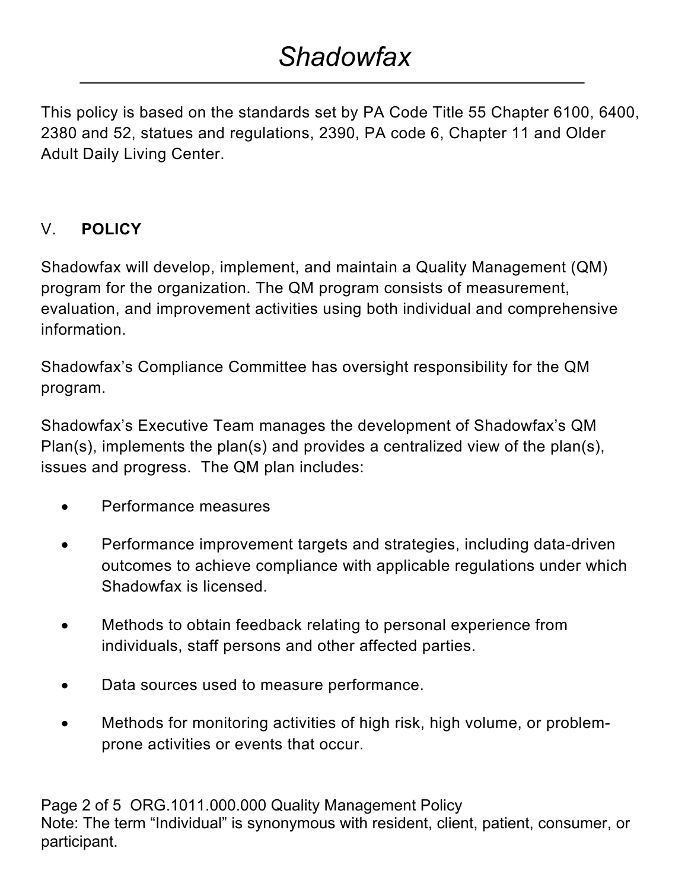This policy is based on the standards set by PA Code Title 55 Chapter 6100, 6400, 2380 and 52, statues and regulations, 2390, PA code 6, Chapter 11 and Older Adult Daily Living Center.

## V. POLICY

Shadowfax will develop, implement, and maintain a Quality Management (QM) program for the organization. The QM program consists of measurement, evaluation, and improvement activities using both individual and comprehensive information.

Shadowfax's Compliance Committee has oversight responsibility for the QM program.

Shadowfax's Executive Team manages the development of Shadowfax's QM Plan(s), implements the plan(s) and provides a centralized view of the plan(s), issues and progress. The QM plan includes:

- Performance measures
- Performance improvement targets and strategies, including data-driven outcomes to achieve compliance with applicable regulations under which Shadowfax is licensed.
- Methods to obtain feedback relating to personal experience from individuals, staff persons and other affected parties.
- Data sources used to measure performance.
- Methods for monitoring activities of high risk, high volume, or problem-prone activities or events that occur.

Note: The term "Individual" is synonymous with resident, client, patient, consumer, or participant.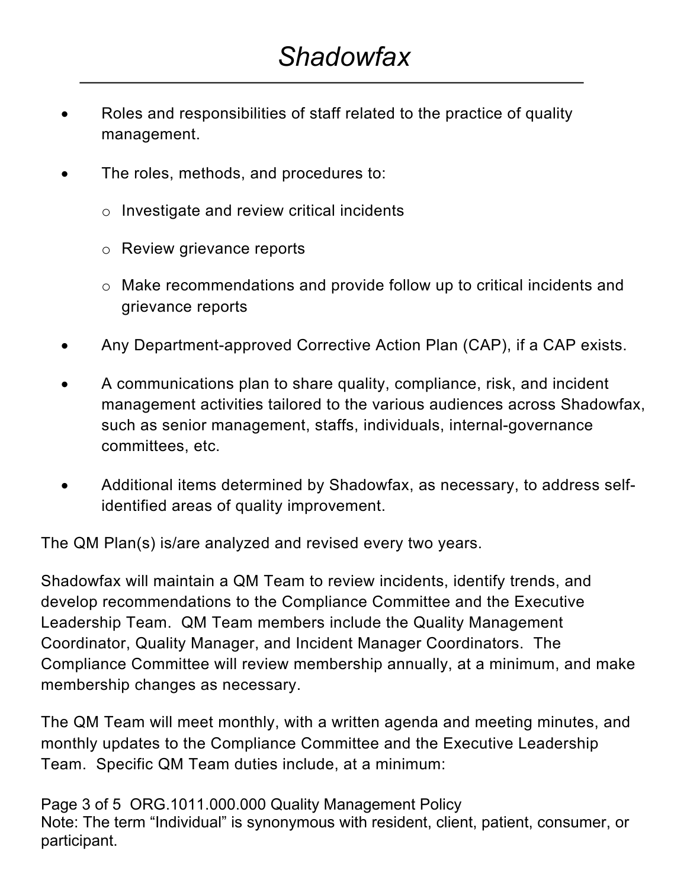- Roles and responsibilities of staff related to the practice of quality management.
- The roles, methods, and procedures to:
  - Investigate and review critical incidents
  - Review grievance reports
  - Make recommendations and provide follow up to critical incidents and grievance reports
- Any Department-approved Corrective Action Plan (CAP), if a CAP exists.
- A communications plan to share quality, compliance, risk, and incident management activities tailored to the various audiences across Shadowfax, such as senior management, staffs, individuals, internal-governance committees, etc.
- Additional items determined by Shadowfax, as necessary, to address self-identified areas of quality improvement.

The QM Plan(s) is/are analyzed and revised every two years.

Shadowfax will maintain a QM Team to review incidents, identify trends, and develop recommendations to the Compliance Committee and the Executive Leadership Team. QM Team members include the Quality Management Coordinator, Quality Manager, and Incident Manager Coordinators. The Compliance Committee will review membership annually, at a minimum, and make membership changes as necessary.

The QM Team will meet monthly, with a written agenda and meeting minutes, and monthly updates to the Compliance Committee and the Executive Leadership Team. Specific QM Team duties include, at a minimum:

Note: The term "Individual" is synonymous with resident, client, patient, consumer, or participant.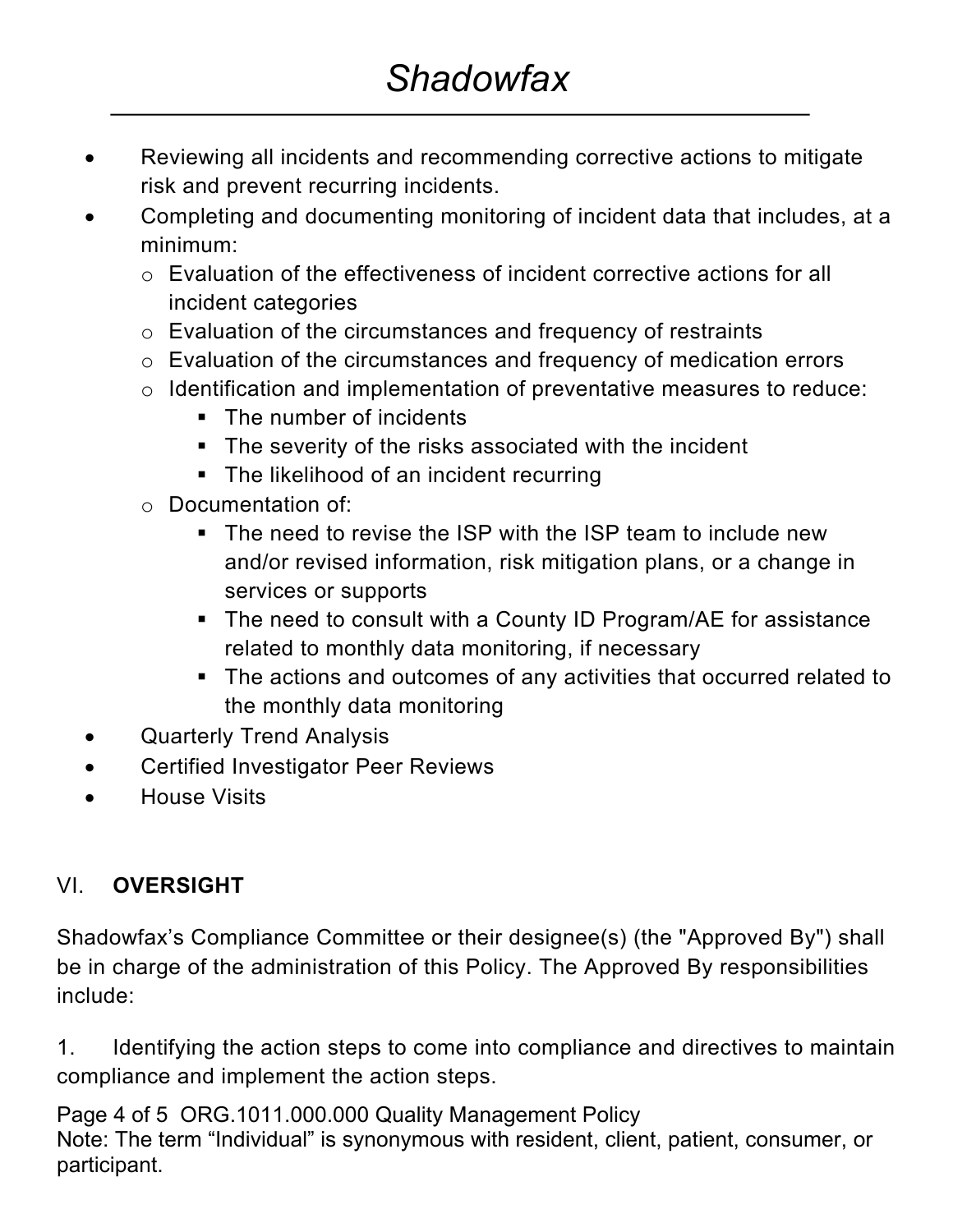- Reviewing all incidents and recommending corrective actions to mitigate risk and prevent recurring incidents.
- Completing and documenting monitoring of incident data that includes, at a minimum:
  - Evaluation of the effectiveness of incident corrective actions for all incident categories
  - Evaluation of the circumstances and frequency of restraints
  - Evaluation of the circumstances and frequency of medication errors
  - Identification and implementation of preventative measures to reduce:
    - The number of incidents
    - The severity of the risks associated with the incident
    - The likelihood of an incident recurring
  - Documentation of:
    - The need to revise the ISP with the ISP team to include new and/or revised information, risk mitigation plans, or a change in services or supports
    - The need to consult with a County ID Program/AE for assistance related to monthly data monitoring, if necessary
    - The actions and outcomes of any activities that occurred related to the monthly data monitoring
- Quarterly Trend Analysis
- Certified Investigator Peer Reviews
- House Visits

## VI. **OVERSIGHT**

Shadowfax's Compliance Committee or their designee(s) (the "Approved By") shall be in charge of the administration of this Policy. The Approved By responsibilities include:

1. Identifying the action steps to come into compliance and directives to maintain compliance and implement the action steps.

Note: The term "Individual" is synonymous with resident, client, patient, consumer, or participant.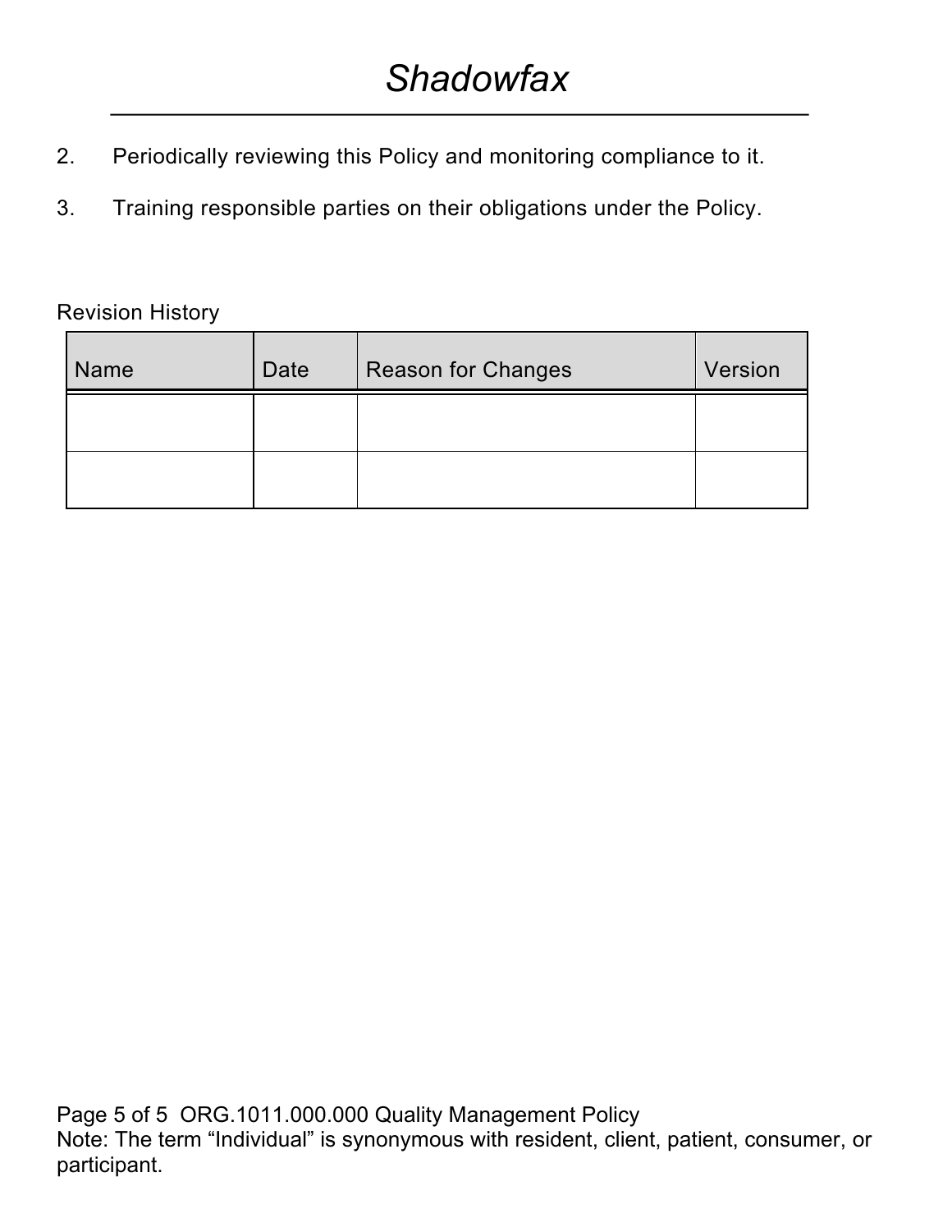2. Periodically reviewing this Policy and monitoring compliance to it.

3. Training responsible parties on their obligations under the Policy.

Revision History

| Name | Date | Reason for Changes | Version |
|---|---|---|---|
| | | | |
| | | | |

Note: The term “Individual” is synonymous with resident, client, patient, consumer, or participant.